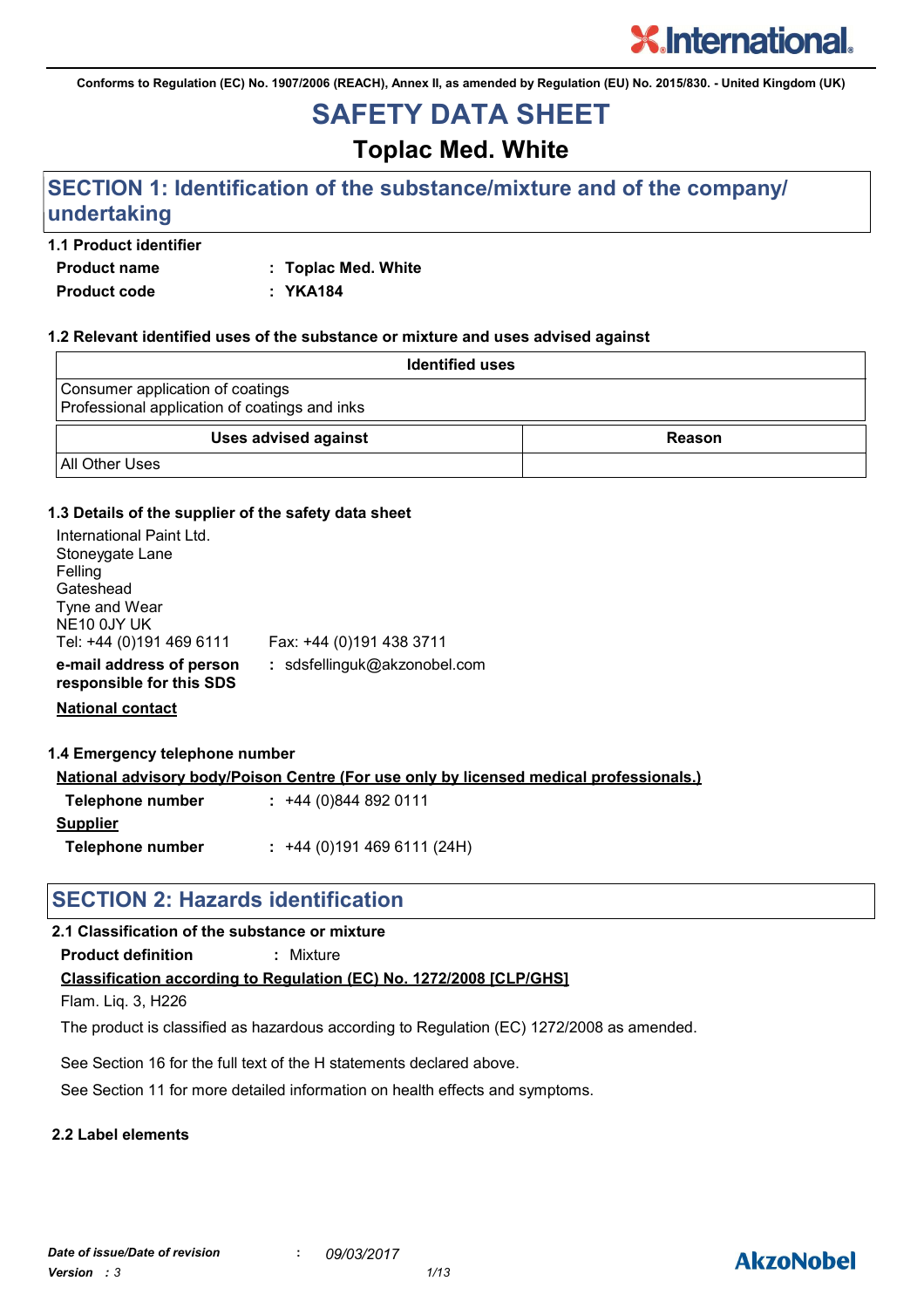Conforms to Regulation (EC) No. 1907/2006 (REACH), Annex II, as amended by Regulation (EU) No. 2015/830. - United Kingdom (UK)

# SAFETY DATA SHEET

## Toplac Med. White

## SECTION 1: Identification of the substance/mixture and of the company/ undertaking

### 1.1 Product identifier

**Product name** : **Toplac Med. White**

**Product code** : **YKA184**

### 1.2 Relevant identified uses of the substance or mixture and uses advised against

| Identified uses |
| --- |
| Consumer application of coatings<br>Professional application of coatings and inks |

| Uses advised against | Reason |
| --- | --- |
| All Other Uses | |

### 1.3 Details of the supplier of the safety data sheet

International Paint Ltd.
Stoneygate Lane
Felling
Gateshead
Tyne and Wear
NE10 0JY UK
Tel: +44 (0)191 469 6111 Fax: +44 (0)191 438 3711

**e-mail address of person responsible for this SDS** : sdsfellinguk@akzonobel.com

**National contact**

### 1.4 Emergency telephone number

**National advisory body/Poison Centre (For use only by licensed medical professionals.)**

**Telephone number** : +44 (0)844 892 0111

**Supplier**

**Telephone number** : +44 (0)191 469 6111 (24H)

## SECTION 2: Hazards identification

### 2.1 Classification of the substance or mixture

**Product definition** : Mixture

**Classification according to Regulation (EC) No. 1272/2008 [CLP/GHS]**

Flam. Liq. 3, H226

The product is classified as hazardous according to Regulation (EC) 1272/2008 as amended.

See Section 16 for the full text of the H statements declared above.

See Section 11 for more detailed information on health effects and symptoms.

### 2.2 Label elements

*Date of issue/Date of revision* : *09/03/2017*

*Version* : *3*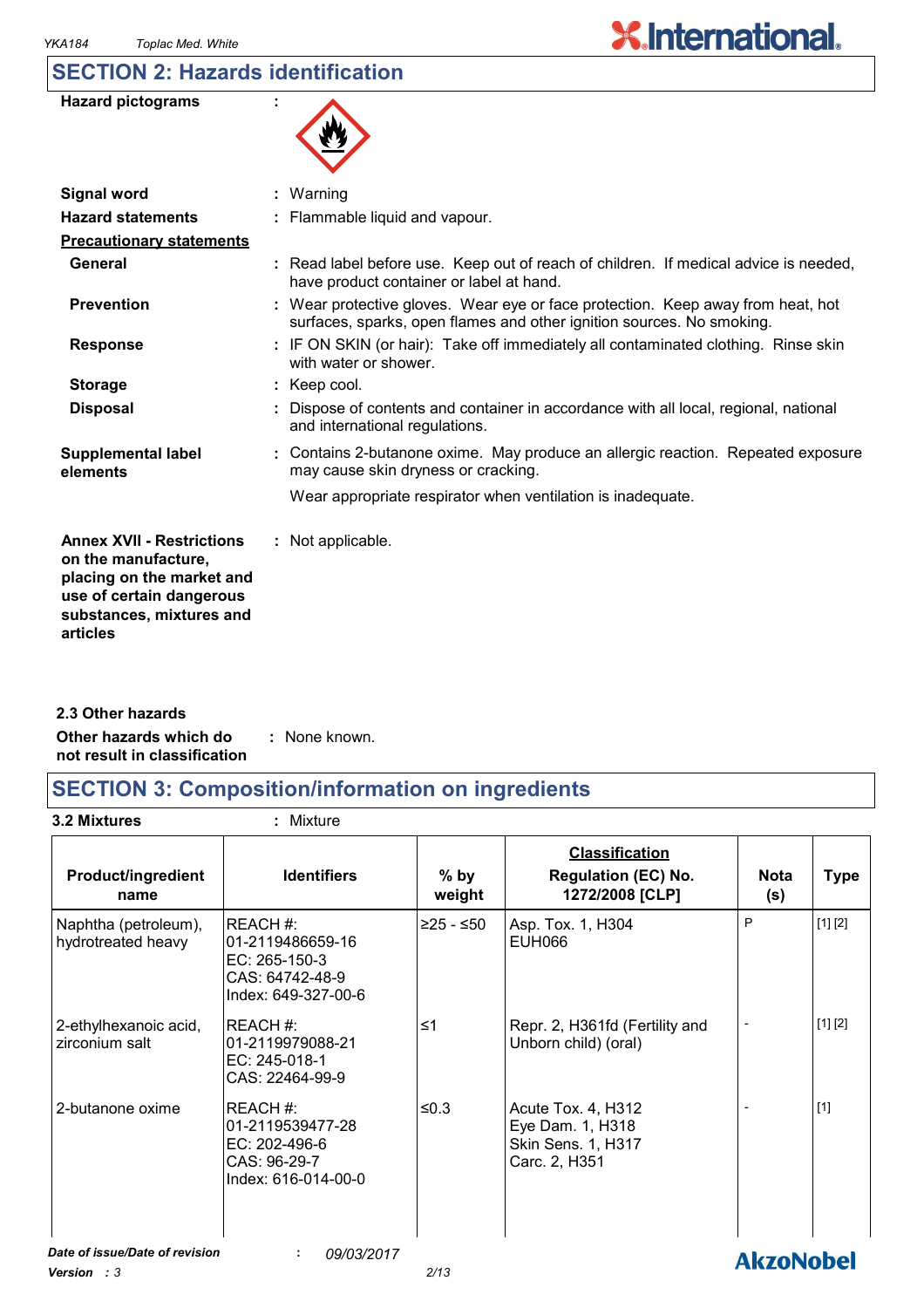## SECTION 2: Hazards identification

| | | |
|---|---|---|
| **Hazard pictograms** | : | |
| **Signal word** | : | Warning |
| **Hazard statements** | : | Flammable liquid and vapour. |
| **Precautionary statements** | | |
| **General** | : | Read label before use. Keep out of reach of children. If medical advice is needed, have product container or label at hand. |
| **Prevention** | : | Wear protective gloves. Wear eye or face protection. Keep away from heat, hot surfaces, sparks, open flames and other ignition sources. No smoking. |
| **Response** | : | IF ON SKIN (or hair): Take off immediately all contaminated clothing. Rinse skin with water or shower. |
| **Storage** | : | Keep cool. |
| **Disposal** | : | Dispose of contents and container in accordance with all local, regional, national and international regulations. |
| **Supplemental label elements** | : | Contains 2-butanone oxime. May produce an allergic reaction. Repeated exposure may cause skin dryness or cracking.<br><br>Wear appropriate respirator when ventilation is inadequate. |
| **Annex XVII - Restrictions on the manufacture, placing on the market and use of certain dangerous substances, mixtures and articles** | : | Not applicable. |

### 2.3 Other hazards

**Other hazards which do not result in classification** : None known.

## SECTION 3: Composition/information on ingredients

**3.2 Mixtures** : Mixture

| Product/ingredient name | Identifiers | % by weight | Classification Regulation (EC) No. 1272/2008 [CLP] | Nota (s) | Type |
|---|---|---|---|---|---|
| Naphtha (petroleum), hydrotreated heavy | REACH #: 01-2119486659-16<br>EC: 265-150-3<br>CAS: 64742-48-9<br>Index: 649-327-00-6 | ≥25 - ≤50 | Asp. Tox. 1, H304<br>EUH066 | P | [1] [2] |
| 2-ethylhexanoic acid, zirconium salt | REACH #: 01-2119979088-21<br>EC: 245-018-1<br>CAS: 22464-99-9 | ≤1 | Repr. 2, H361fd (Fertility and Unborn child) (oral) | - | [1] [2] |
| 2-butanone oxime | REACH #: 01-2119539477-28<br>EC: 202-496-6<br>CAS: 96-29-7<br>Index: 616-014-00-0 | ≤0.3 | Acute Tox. 4, H312<br>Eye Dam. 1, H318<br>Skin Sens. 1, H317<br>Carc. 2, H351 | - | [1] |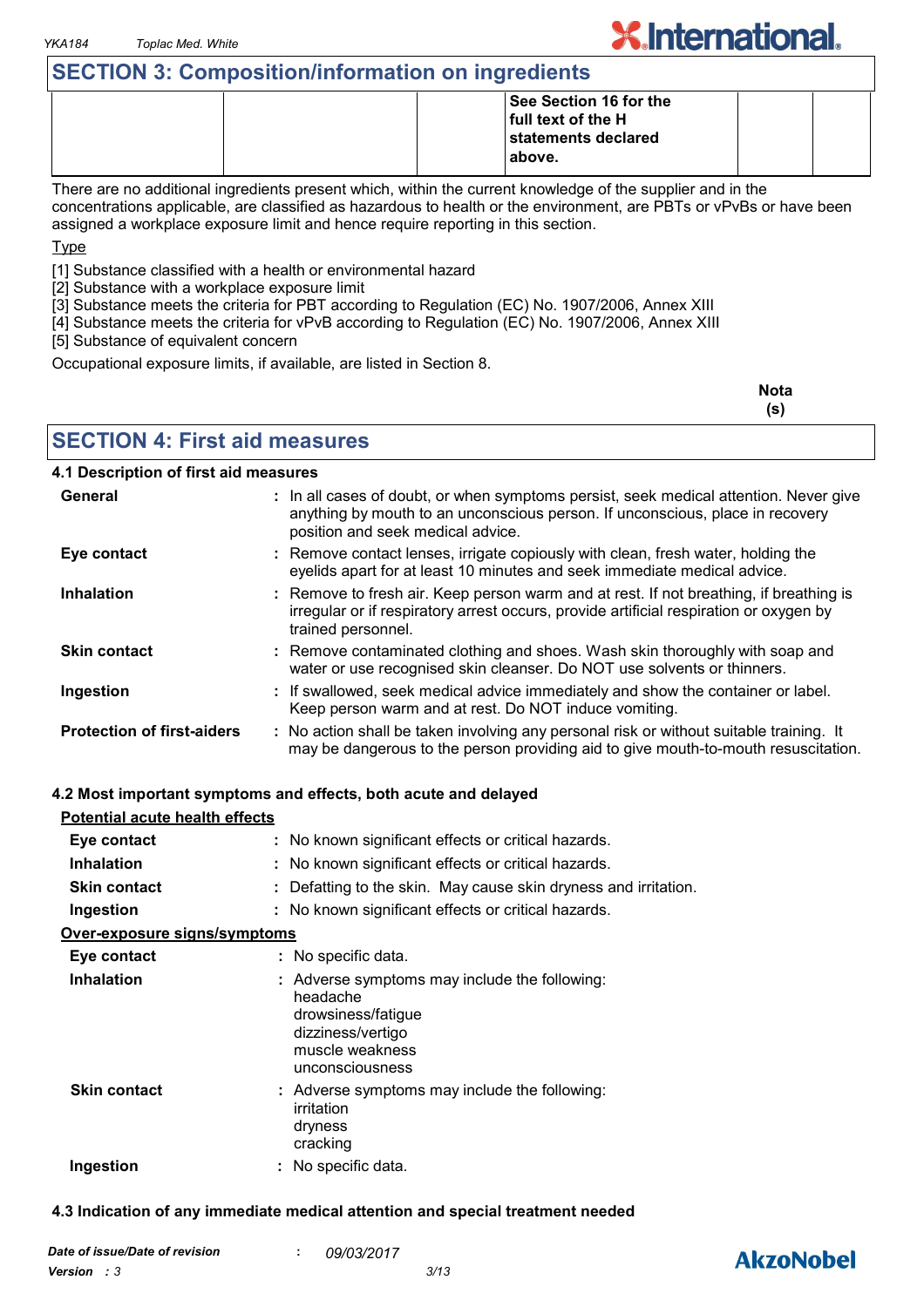## SECTION 3: Composition/information on ingredients

| | | | See Section 16 for the full text of the H statements declared above. | | |
|---|---|---|---|---|---|

There are no additional ingredients present which, within the current knowledge of the supplier and in the concentrations applicable, are classified as hazardous to health or the environment, are PBTs or vPvBs or have been assigned a workplace exposure limit and hence require reporting in this section.

Type

[1] Substance classified with a health or environmental hazard
[2] Substance with a workplace exposure limit
[3] Substance meets the criteria for PBT according to Regulation (EC) No. 1907/2006, Annex XIII
[4] Substance meets the criteria for vPvB according to Regulation (EC) No. 1907/2006, Annex XIII
[5] Substance of equivalent concern

Occupational exposure limits, if available, are listed in Section 8.

**Nota (s)**

## SECTION 4: First aid measures

### 4.1 Description of first aid measures

**General** : In all cases of doubt, or when symptoms persist, seek medical attention. Never give anything by mouth to an unconscious person. If unconscious, place in recovery position and seek medical advice.

**Eye contact** : Remove contact lenses, irrigate copiously with clean, fresh water, holding the eyelids apart for at least 10 minutes and seek immediate medical advice.

**Inhalation** : Remove to fresh air. Keep person warm and at rest. If not breathing, if breathing is irregular or if respiratory arrest occurs, provide artificial respiration or oxygen by trained personnel.

**Skin contact** : Remove contaminated clothing and shoes. Wash skin thoroughly with soap and water or use recognised skin cleanser. Do NOT use solvents or thinners.

**Ingestion** : If swallowed, seek medical advice immediately and show the container or label. Keep person warm and at rest. Do NOT induce vomiting.

**Protection of first-aiders** : No action shall be taken involving any personal risk or without suitable training. It may be dangerous to the person providing aid to give mouth-to-mouth resuscitation.

### 4.2 Most important symptoms and effects, both acute and delayed

**Potential acute health effects**

**Eye contact** : No known significant effects or critical hazards.

**Inhalation** : No known significant effects or critical hazards.

**Skin contact** : Defatting to the skin. May cause skin dryness and irritation.

**Ingestion** : No known significant effects or critical hazards.

**Over-exposure signs/symptoms**

**Eye contact** : No specific data.

**Inhalation** : Adverse symptoms may include the following:
headache
drowsiness/fatigue
dizziness/vertigo
muscle weakness
unconsciousness

**Skin contact** : Adverse symptoms may include the following:
irritation
dryness
cracking

**Ingestion** : No specific data.

### 4.3 Indication of any immediate medical attention and special treatment needed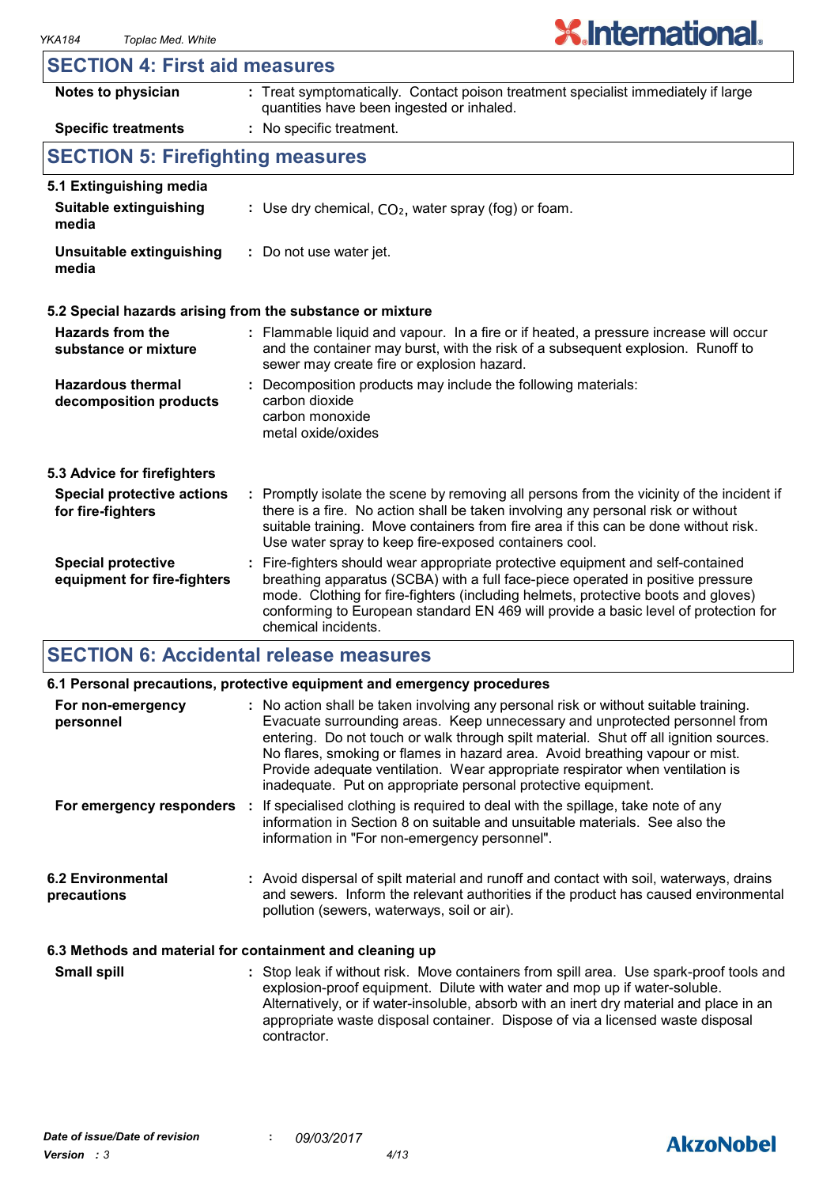## SECTION 4: First aid measures

| | |
|---|---|
| **Notes to physician** | : Treat symptomatically. Contact poison treatment specialist immediately if large quantities have been ingested or inhaled. |
| **Specific treatments** | : No specific treatment. |

## SECTION 5: Firefighting measures

### 5.1 Extinguishing media

| | |
|---|---|
| **Suitable extinguishing media** | : Use dry chemical, $CO_2$, water spray (fog) or foam. |
| **Unsuitable extinguishing media** | : Do not use water jet. |

### 5.2 Special hazards arising from the substance or mixture

| | |
|---|---|
| **Hazards from the substance or mixture** | : Flammable liquid and vapour. In a fire or if heated, a pressure increase will occur and the container may burst, with the risk of a subsequent explosion. Runoff to sewer may create fire or explosion hazard. |
| **Hazardous thermal decomposition products** | : Decomposition products may include the following materials: carbon dioxide, carbon monoxide, metal oxide/oxides |

### 5.3 Advice for firefighters

| | |
|---|---|
| **Special protective actions for fire-fighters** | : Promptly isolate the scene by removing all persons from the vicinity of the incident if there is a fire. No action shall be taken involving any personal risk or without suitable training. Move containers from fire area if this can be done without risk. Use water spray to keep fire-exposed containers cool. |
| **Special protective equipment for fire-fighters** | : Fire-fighters should wear appropriate protective equipment and self-contained breathing apparatus (SCBA) with a full face-piece operated in positive pressure mode. Clothing for fire-fighters (including helmets, protective boots and gloves) conforming to European standard EN 469 will provide a basic level of protection for chemical incidents. |

## SECTION 6: Accidental release measures

### 6.1 Personal precautions, protective equipment and emergency procedures

| | |
|---|---|
| **For non-emergency personnel** | : No action shall be taken involving any personal risk or without suitable training. Evacuate surrounding areas. Keep unnecessary and unprotected personnel from entering. Do not touch or walk through spilt material. Shut off all ignition sources. No flares, smoking or flames in hazard area. Avoid breathing vapour or mist. Provide adequate ventilation. Wear appropriate respirator when ventilation is inadequate. Put on appropriate personal protective equipment. |
| **For emergency responders** | : If specialised clothing is required to deal with the spillage, take note of any information in Section 8 on suitable and unsuitable materials. See also the information in "For non-emergency personnel". |

| | |
|---|---|
| **6.2 Environmental precautions** | : Avoid dispersal of spilt material and runoff and contact with soil, waterways, drains and sewers. Inform the relevant authorities if the product has caused environmental pollution (sewers, waterways, soil or air). |

### 6.3 Methods and material for containment and cleaning up

| | |
|---|---|
| **Small spill** | : Stop leak if without risk. Move containers from spill area. Use spark-proof tools and explosion-proof equipment. Dilute with water and mop up if water-soluble. Alternatively, or if water-insoluble, absorb with an inert dry material and place in an appropriate waste disposal container. Dispose of via a licensed waste disposal contractor. |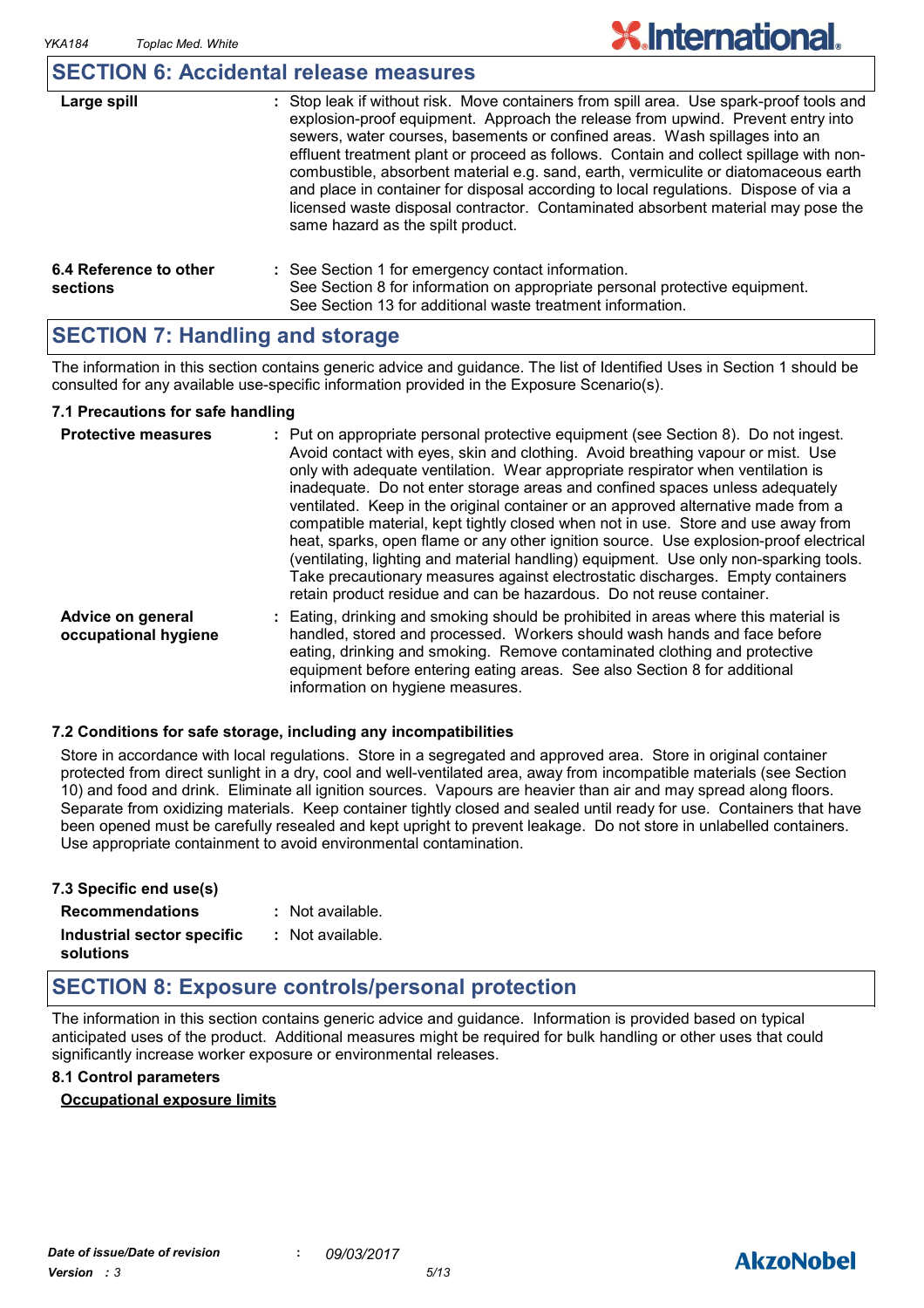## SECTION 6: Accidental release measures

| | |
|---|---|
| **Large spill** | : Stop leak if without risk. Move containers from spill area. Use spark-proof tools and explosion-proof equipment. Approach the release from upwind. Prevent entry into sewers, water courses, basements or confined areas. Wash spillages into an effluent treatment plant or proceed as follows. Contain and collect spillage with non-combustible, absorbent material e.g. sand, earth, vermiculite or diatomaceous earth and place in container for disposal according to local regulations. Dispose of via a licensed waste disposal contractor. Contaminated absorbent material may pose the same hazard as the spilt product. |
| **6.4 Reference to other sections** | : See Section 1 for emergency contact information. See Section 8 for information on appropriate personal protective equipment. See Section 13 for additional waste treatment information. |

## SECTION 7: Handling and storage

The information in this section contains generic advice and guidance. The list of Identified Uses in Section 1 should be consulted for any available use-specific information provided in the Exposure Scenario(s).

### 7.1 Precautions for safe handling

| | |
|---|---|
| **Protective measures** | : Put on appropriate personal protective equipment (see Section 8). Do not ingest. Avoid contact with eyes, skin and clothing. Avoid breathing vapour or mist. Use only with adequate ventilation. Wear appropriate respirator when ventilation is inadequate. Do not enter storage areas and confined spaces unless adequately ventilated. Keep in the original container or an approved alternative made from a compatible material, kept tightly closed when not in use. Store and use away from heat, sparks, open flame or any other ignition source. Use explosion-proof electrical (ventilating, lighting and material handling) equipment. Use only non-sparking tools. Take precautionary measures against electrostatic discharges. Empty containers retain product residue and can be hazardous. Do not reuse container. |
| **Advice on general occupational hygiene** | : Eating, drinking and smoking should be prohibited in areas where this material is handled, stored and processed. Workers should wash hands and face before eating, drinking and smoking. Remove contaminated clothing and protective equipment before entering eating areas. See also Section 8 for additional information on hygiene measures. |

### 7.2 Conditions for safe storage, including any incompatibilities

Store in accordance with local regulations. Store in a segregated and approved area. Store in original container protected from direct sunlight in a dry, cool and well-ventilated area, away from incompatible materials (see Section 10) and food and drink. Eliminate all ignition sources. Vapours are heavier than air and may spread along floors. Separate from oxidizing materials. Keep container tightly closed and sealed until ready for use. Containers that have been opened must be carefully resealed and kept upright to prevent leakage. Do not store in unlabelled containers. Use appropriate containment to avoid environmental contamination.

### 7.3 Specific end use(s)

| | |
|---|---|
| **Recommendations** | : Not available. |
| **Industrial sector specific solutions** | : Not available. |

## SECTION 8: Exposure controls/personal protection

The information in this section contains generic advice and guidance. Information is provided based on typical anticipated uses of the product. Additional measures might be required for bulk handling or other uses that could significantly increase worker exposure or environmental releases.

### 8.1 Control parameters

**Occupational exposure limits**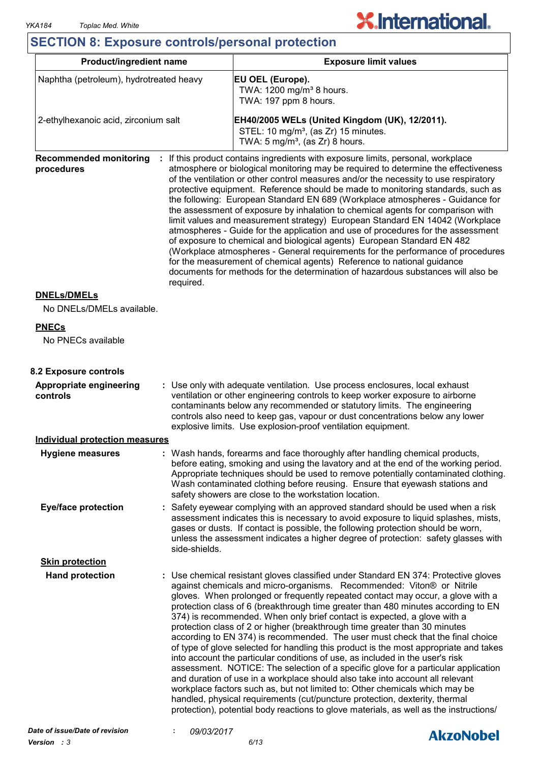## SECTION 8: Exposure controls/personal protection

| Product/ingredient name | Exposure limit values |
|---|---|
| Naphtha (petroleum), hydrotreated heavy | **EU OEL (Europe).**<br>TWA: 1200 mg/m³ 8 hours.<br>TWA: 197 ppm 8 hours. |
| 2-ethylhexanoic acid, zirconium salt | **EH40/2005 WELs (United Kingdom (UK), 12/2011).**<br>STEL: 10 mg/m³, (as Zr) 15 minutes.<br>TWA: 5 mg/m³, (as Zr) 8 hours. |

**Recommended monitoring procedures** : If this product contains ingredients with exposure limits, personal, workplace atmosphere or biological monitoring may be required to determine the effectiveness of the ventilation or other control measures and/or the necessity to use respiratory protective equipment. Reference should be made to monitoring standards, such as the following: European Standard EN 689 (Workplace atmospheres - Guidance for the assessment of exposure by inhalation to chemical agents for comparison with limit values and measurement strategy) European Standard EN 14042 (Workplace atmospheres - Guide for the application and use of procedures for the assessment of exposure to chemical and biological agents) European Standard EN 482 (Workplace atmospheres - General requirements for the performance of procedures for the measurement of chemical agents) Reference to national guidance documents for methods for the determination of hazardous substances will also be required.

**DNELs/DMELs**

No DNELs/DMELs available.

**PNECs**

No PNECs available

### 8.2 Exposure controls

**Appropriate engineering controls** : Use only with adequate ventilation. Use process enclosures, local exhaust ventilation or other engineering controls to keep worker exposure to airborne contaminants below any recommended or statutory limits. The engineering controls also need to keep gas, vapour or dust concentrations below any lower explosive limits. Use explosion-proof ventilation equipment.

**Individual protection measures**

**Hygiene measures** : Wash hands, forearms and face thoroughly after handling chemical products, before eating, smoking and using the lavatory and at the end of the working period. Appropriate techniques should be used to remove potentially contaminated clothing. Wash contaminated clothing before reusing. Ensure that eyewash stations and safety showers are close to the workstation location.

**Eye/face protection** : Safety eyewear complying with an approved standard should be used when a risk assessment indicates this is necessary to avoid exposure to liquid splashes, mists, gases or dusts. If contact is possible, the following protection should be worn, unless the assessment indicates a higher degree of protection: safety glasses with side-shields.

**Skin protection**

**Hand protection** : Use chemical resistant gloves classified under Standard EN 374: Protective gloves against chemicals and micro-organisms. Recommended: Viton® or Nitrile gloves. When prolonged or frequently repeated contact may occur, a glove with a protection class of 6 (breakthrough time greater than 480 minutes according to EN 374) is recommended. When only brief contact is expected, a glove with a protection class of 2 or higher (breakthrough time greater than 30 minutes according to EN 374) is recommended. The user must check that the final choice of type of glove selected for handling this product is the most appropriate and takes into account the particular conditions of use, as included in the user's risk assessment. NOTICE: The selection of a specific glove for a particular application and duration of use in a workplace should also take into account all relevant workplace factors such as, but not limited to: Other chemicals which may be handled, physical requirements (cut/puncture protection, dexterity, thermal protection), potential body reactions to glove materials, as well as the instructions/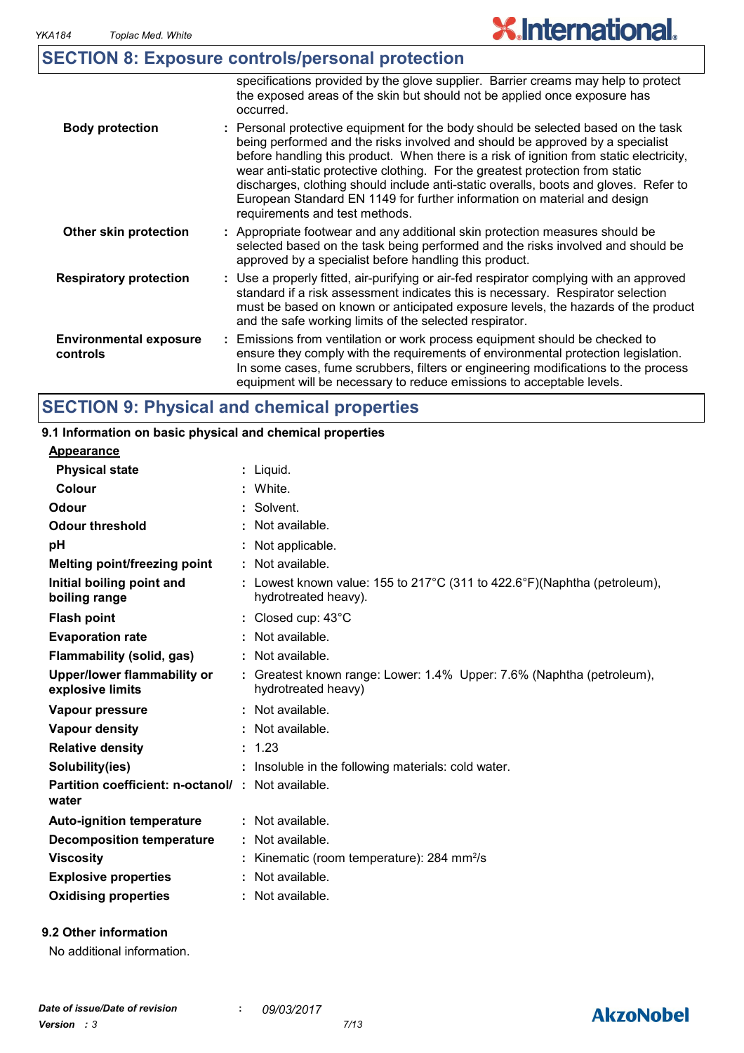## SECTION 8: Exposure controls/personal protection

specifications provided by the glove supplier. Barrier creams may help to protect the exposed areas of the skin but should not be applied once exposure has occurred.

| | |
|---|---|
| **Body protection** | : Personal protective equipment for the body should be selected based on the task being performed and the risks involved and should be approved by a specialist before handling this product. When there is a risk of ignition from static electricity, wear anti-static protective clothing. For the greatest protection from static discharges, clothing should include anti-static overalls, boots and gloves. Refer to European Standard EN 1149 for further information on material and design requirements and test methods. |
| **Other skin protection** | : Appropriate footwear and any additional skin protection measures should be selected based on the task being performed and the risks involved and should be approved by a specialist before handling this product. |
| **Respiratory protection** | : Use a properly fitted, air-purifying or air-fed respirator complying with an approved standard if a risk assessment indicates this is necessary. Respirator selection must be based on known or anticipated exposure levels, the hazards of the product and the safe working limits of the selected respirator. |
| **Environmental exposure controls** | : Emissions from ventilation or work process equipment should be checked to ensure they comply with the requirements of environmental protection legislation. In some cases, fume scrubbers, filters or engineering modifications to the process equipment will be necessary to reduce emissions to acceptable levels. |

## SECTION 9: Physical and chemical properties

### 9.1 Information on basic physical and chemical properties

**Appearance**

| | |
|---|---|
| **Physical state** | : Liquid. |
| **Colour** | : White. |
| **Odour** | : Solvent. |
| **Odour threshold** | : Not available. |
| **pH** | : Not applicable. |
| **Melting point/freezing point** | : Not available. |
| **Initial boiling point and boiling range** | : Lowest known value: 155 to 217°C (311 to 422.6°F)(Naphtha (petroleum), hydrotreated heavy). |
| **Flash point** | : Closed cup: 43°C |
| **Evaporation rate** | : Not available. |
| **Flammability (solid, gas)** | : Not available. |
| **Upper/lower flammability or explosive limits** | : Greatest known range: Lower: 1.4% Upper: 7.6% (Naphtha (petroleum), hydrotreated heavy) |
| **Vapour pressure** | : Not available. |
| **Vapour density** | : Not available. |
| **Relative density** | : 1.23 |
| **Solubility(ies)** | : Insoluble in the following materials: cold water. |
| **Partition coefficient: n-octanol/ water** | : Not available. |
| **Auto-ignition temperature** | : Not available. |
| **Decomposition temperature** | : Not available. |
| **Viscosity** | : Kinematic (room temperature): 284 $mm^2/s$ |
| **Explosive properties** | : Not available. |
| **Oxidising properties** | : Not available. |

### 9.2 Other information

No additional information.

*Date of issue/Date of revision* : *09/03/2017*
*Version : 3*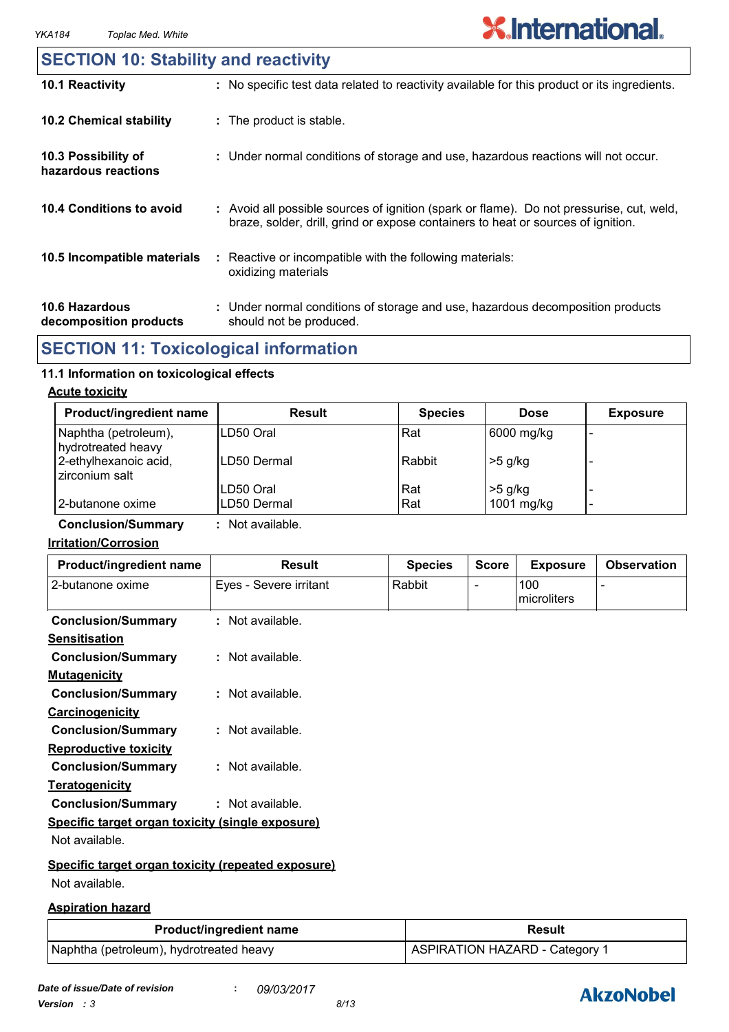## SECTION 10: Stability and reactivity

**10.1 Reactivity** : No specific test data related to reactivity available for this product or its ingredients.

**10.2 Chemical stability** : The product is stable.

**10.3 Possibility of hazardous reactions** : Under normal conditions of storage and use, hazardous reactions will not occur.

**10.4 Conditions to avoid** : Avoid all possible sources of ignition (spark or flame). Do not pressurise, cut, weld, braze, solder, drill, grind or expose containers to heat or sources of ignition.

**10.5 Incompatible materials** : Reactive or incompatible with the following materials: oxidizing materials

**10.6 Hazardous decomposition products** : Under normal conditions of storage and use, hazardous decomposition products should not be produced.

## SECTION 11: Toxicological information

### 11.1 Information on toxicological effects

**Acute toxicity**

| Product/ingredient name | Result | Species | Dose | Exposure |
|---|---|---|---|---|
| Naphtha (petroleum), hydrotreated heavy | LD50 Oral | Rat | 6000 mg/kg | - |
| 2-ethylhexanoic acid, zirconium salt | LD50 Dermal | Rabbit | >5 g/kg | - |
| | LD50 Oral | Rat | >5 g/kg | - |
| 2-butanone oxime | LD50 Dermal | Rat | 1001 mg/kg | - |

**Conclusion/Summary** : Not available.

**Irritation/Corrosion**

| Product/ingredient name | Result | Species | Score | Exposure | Observation |
|---|---|---|---|---|---|
| 2-butanone oxime | Eyes - Severe irritant | Rabbit | - | 100 microliters | - |

**Conclusion/Summary** : Not available.

**Sensitisation**

**Conclusion/Summary** : Not available.

**Mutagenicity**

**Conclusion/Summary** : Not available.

**Carcinogenicity**

**Conclusion/Summary** : Not available.

**Reproductive toxicity**

**Conclusion/Summary** : Not available.

**Teratogenicity**

**Conclusion/Summary** : Not available.

**Specific target organ toxicity (single exposure)**

Not available.

**Specific target organ toxicity (repeated exposure)**

Not available.

**Aspiration hazard**

| Product/ingredient name | Result |
|---|---|
| Naphtha (petroleum), hydrotreated heavy | ASPIRATION HAZARD - Category 1 |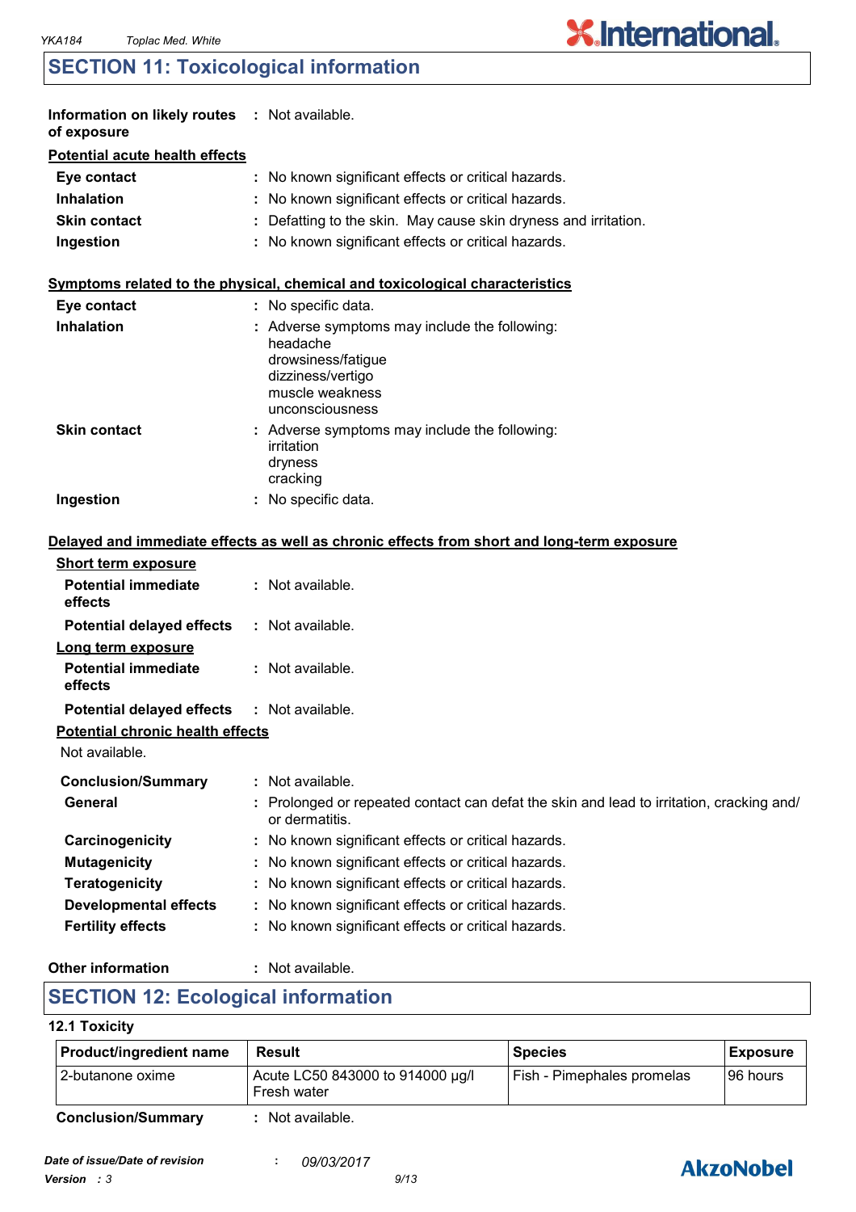## SECTION 11: Toxicological information

**Information on likely routes of exposure** : Not available.

**Potential acute health effects**

| | |
|---|---|
| **Eye contact** | : No known significant effects or critical hazards. |
| **Inhalation** | : No known significant effects or critical hazards. |
| **Skin contact** | : Defatting to the skin. May cause skin dryness and irritation. |
| **Ingestion** | : No known significant effects or critical hazards. |

**Symptoms related to the physical, chemical and toxicological characteristics**

**Eye contact** : No specific data.

**Inhalation** : Adverse symptoms may include the following:
headache
drowsiness/fatigue
dizziness/vertigo
muscle weakness
unconsciousness

**Skin contact** : Adverse symptoms may include the following:
irritation
dryness
cracking

**Ingestion** : No specific data.

**Delayed and immediate effects as well as chronic effects from short and long-term exposure**

**Short term exposure**

**Potential immediate effects** : Not available.

**Potential delayed effects** : Not available.

**Long term exposure**

**Potential immediate effects** : Not available.

**Potential delayed effects** : Not available.

**Potential chronic health effects**

Not available.

| | |
|---|---|
| **Conclusion/Summary** | : Not available. |
| **General** | : Prolonged or repeated contact can defat the skin and lead to irritation, cracking and/ or dermatitis. |
| **Carcinogenicity** | : No known significant effects or critical hazards. |
| **Mutagenicity** | : No known significant effects or critical hazards. |
| **Teratogenicity** | : No known significant effects or critical hazards. |
| **Developmental effects** | : No known significant effects or critical hazards. |
| **Fertility effects** | : No known significant effects or critical hazards. |

**Other information** : Not available.

## SECTION 12: Ecological information

### 12.1 Toxicity

| Product/ingredient name | Result | Species | Exposure |
|---|---|---|---|
| 2-butanone oxime | Acute LC50 843000 to 914000 µg/l Fresh water | Fish - Pimephales promelas | 96 hours |

**Conclusion/Summary** : Not available.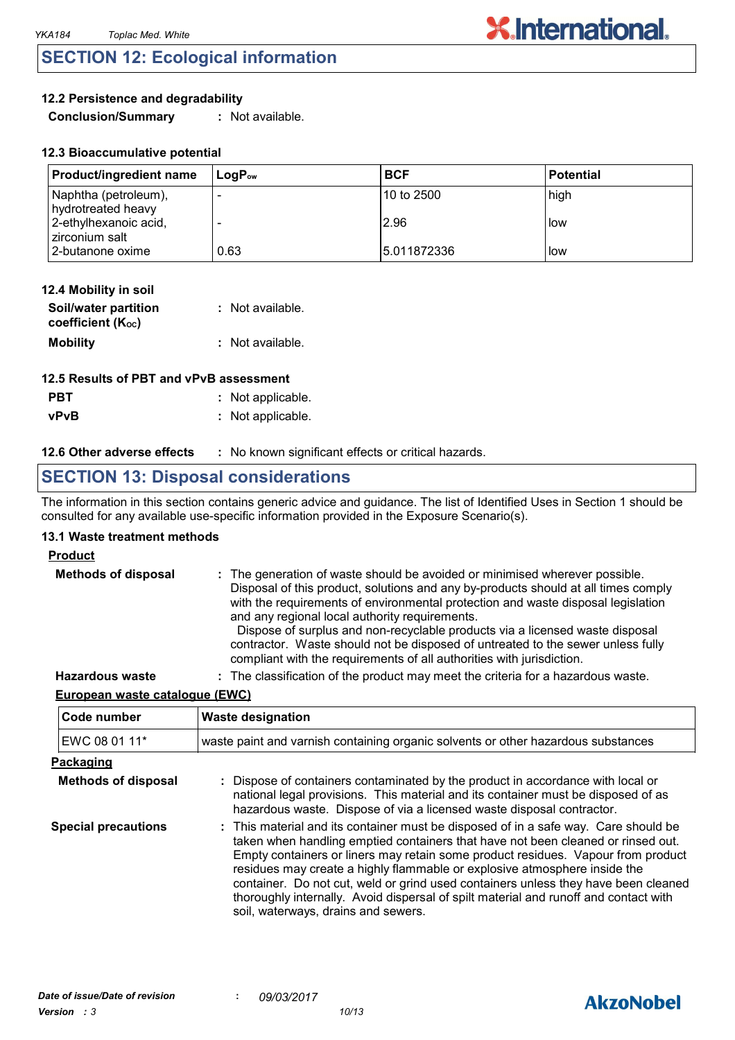## SECTION 12: Ecological information

### 12.2 Persistence and degradability

**Conclusion/Summary** : Not available.

### 12.3 Bioaccumulative potential

| Product/ingredient name | $LogP_{ow}$ | BCF | Potential |
|---|---|---|---|
| Naphtha (petroleum), hydrotreated heavy | - | 10 to 2500 | high |
| 2-ethylhexanoic acid, zirconium salt | - | 2.96 | low |
| 2-butanone oxime | 0.63 | 5.011872336 | low |

### 12.4 Mobility in soil

**Soil/water partition coefficient ($K_{OC}$)** : Not available.

**Mobility** : Not available.

### 12.5 Results of PBT and vPvB assessment

**PBT** : Not applicable.

**vPvB** : Not applicable.

**12.6 Other adverse effects** : No known significant effects or critical hazards.

## SECTION 13: Disposal considerations

The information in this section contains generic advice and guidance. The list of Identified Uses in Section 1 should be consulted for any available use-specific information provided in the Exposure Scenario(s).

### 13.1 Waste treatment methods

**Product**

**Methods of disposal** : The generation of waste should be avoided or minimised wherever possible. Disposal of this product, solutions and any by-products should at all times comply with the requirements of environmental protection and waste disposal legislation and any regional local authority requirements.
Dispose of surplus and non-recyclable products via a licensed waste disposal contractor. Waste should not be disposed of untreated to the sewer unless fully compliant with the requirements of all authorities with jurisdiction.

**Hazardous waste** : The classification of the product may meet the criteria for a hazardous waste.

**European waste catalogue (EWC)**

| Code number | Waste designation |
|---|---|
| EWC 08 01 11* | waste paint and varnish containing organic solvents or other hazardous substances |

**Packaging**

**Methods of disposal** : Dispose of containers contaminated by the product in accordance with local or national legal provisions. This material and its container must be disposed of as hazardous waste. Dispose of via a licensed waste disposal contractor.

**Special precautions** : This material and its container must be disposed of in a safe way. Care should be taken when handling emptied containers that have not been cleaned or rinsed out. Empty containers or liners may retain some product residues. Vapour from product residues may create a highly flammable or explosive atmosphere inside the container. Do not cut, weld or grind used containers unless they have been cleaned thoroughly internally. Avoid dispersal of spilt material and runoff and contact with soil, waterways, drains and sewers.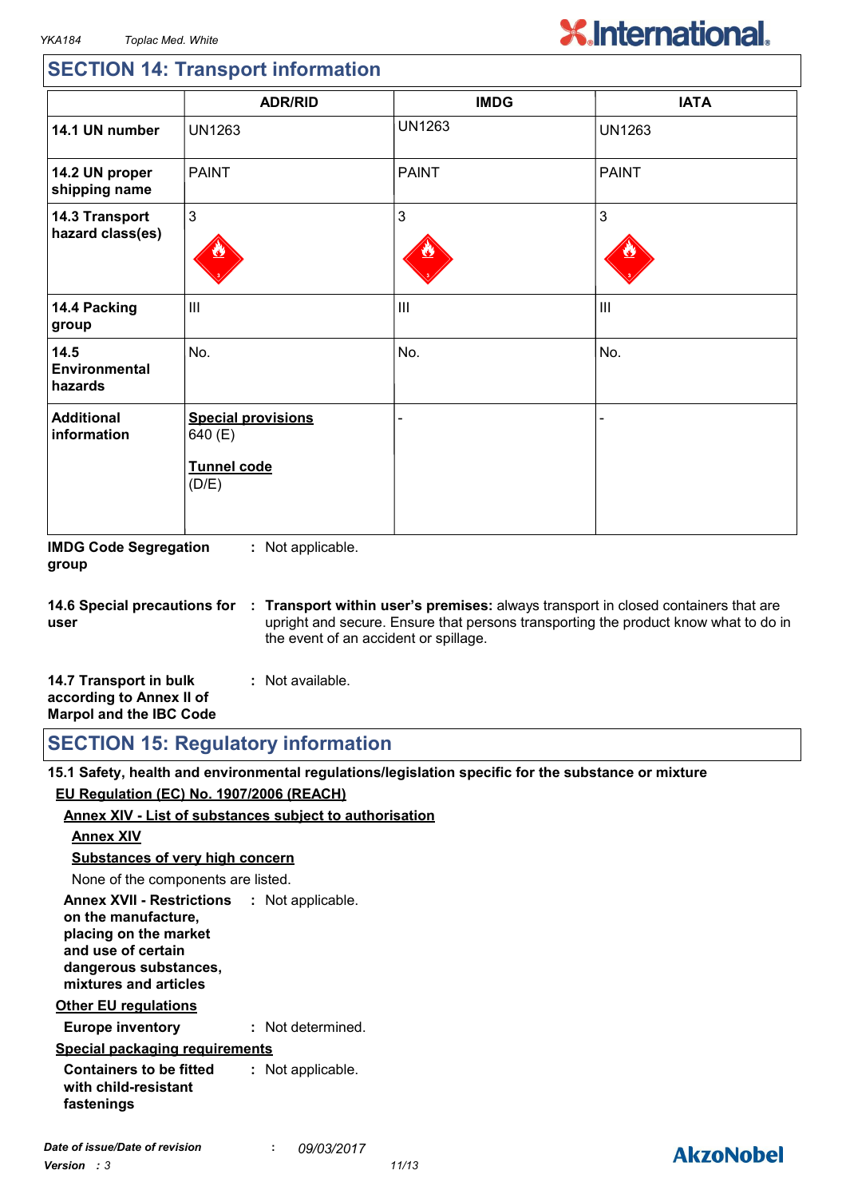## SECTION 14: Transport information

| | ADR/RID | IMDG | IATA |
|---|---|---|---|
| **14.1 UN number** | UN1263 | UN1263 | UN1263 |
| **14.2 UN proper shipping name** | PAINT | PAINT | PAINT |
| **14.3 Transport hazard class(es)** | 3 | 3 | 3 |
| **14.4 Packing group** | III | III | III |
| **14.5 Environmental hazards** | No. | No. | No. |
| **Additional information** | **Special provisions** 640 (E) **Tunnel code** (D/E) | - | - |

**IMDG Code Segregation group** : Not applicable.

**14.6 Special precautions for user** : **Transport within user's premises:** always transport in closed containers that are upright and secure. Ensure that persons transporting the product know what to do in the event of an accident or spillage.

**14.7 Transport in bulk according to Annex II of Marpol and the IBC Code** : Not available.

## SECTION 15: Regulatory information

**15.1 Safety, health and environmental regulations/legislation specific for the substance or mixture**

**EU Regulation (EC) No. 1907/2006 (REACH)**

**Annex XIV - List of substances subject to authorisation**

**Annex XIV**

**Substances of very high concern**

None of the components are listed.

**Annex XVII - Restrictions on the manufacture, placing on the market and use of certain dangerous substances, mixtures and articles** : Not applicable.

**Other EU regulations**

**Europe inventory** : Not determined.

**Special packaging requirements**

**Containers to be fitted with child-resistant fastenings** : Not applicable.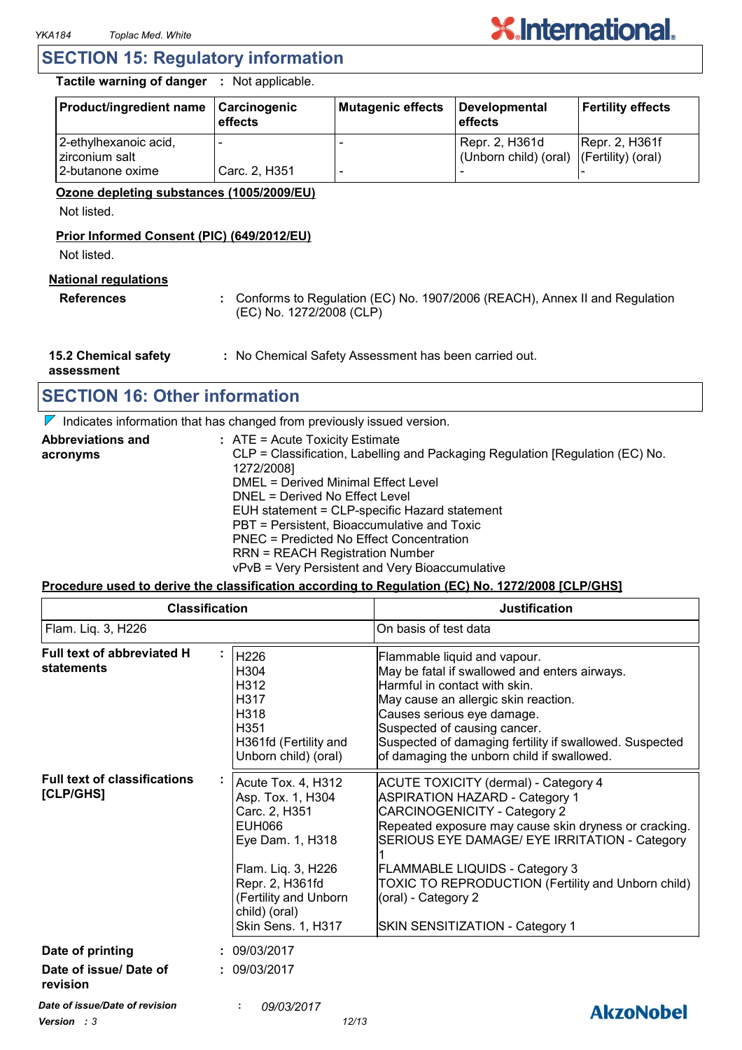## SECTION 15: Regulatory information

**Tactile warning of danger** : Not applicable.

| Product/ingredient name | Carcinogenic effects | Mutagenic effects | Developmental effects | Fertility effects |
|---|---|---|---|---|
| 2-ethylhexanoic acid, zirconium salt | - | - | Repr. 2, H361d (Unborn child) (oral) | Repr. 2, H361f (Fertility) (oral) |
| 2-butanone oxime | Carc. 2, H351 | - | - | - |

**Ozone depleting substances (1005/2009/EU)**

Not listed.

**Prior Informed Consent (PIC) (649/2012/EU)**

Not listed.

**National regulations**

**References** : Conforms to Regulation (EC) No. 1907/2006 (REACH), Annex II and Regulation (EC) No. 1272/2008 (CLP)

**15.2 Chemical safety assessment** : No Chemical Safety Assessment has been carried out.

## SECTION 16: Other information

Indicates information that has changed from previously issued version.

**Abbreviations and acronyms** :
ATE = Acute Toxicity Estimate
CLP = Classification, Labelling and Packaging Regulation [Regulation (EC) No. 1272/2008]
DMEL = Derived Minimal Effect Level
DNEL = Derived No Effect Level
EUH statement = CLP-specific Hazard statement
PBT = Persistent, Bioaccumulative and Toxic
PNEC = Predicted No Effect Concentration
RRN = REACH Registration Number
vPvB = Very Persistent and Very Bioaccumulative

**Procedure used to derive the classification according to Regulation (EC) No. 1272/2008 [CLP/GHS]**

| Classification | Justification |
|---|---|
| Flam. Liq. 3, H226 | On basis of test data |

**Full text of abbreviated H statements** :

| | |
|---|---|
| H226 | Flammable liquid and vapour. |
| H304 | May be fatal if swallowed and enters airways. |
| H312 | Harmful in contact with skin. |
| H317 | May cause an allergic skin reaction. |
| H318 | Causes serious eye damage. |
| H351 | Suspected of causing cancer. |
| H361fd (Fertility and Unborn child) (oral) | Suspected of damaging fertility if swallowed. Suspected of damaging the unborn child if swallowed. |

**Full text of classifications [CLP/GHS]** :

| | |
|---|---|
| Acute Tox. 4, H312 | ACUTE TOXICITY (dermal) - Category 4 |
| Asp. Tox. 1, H304 | ASPIRATION HAZARD - Category 1 |
| Carc. 2, H351 | CARCINOGENICITY - Category 2 |
| EUH066 | Repeated exposure may cause skin dryness or cracking. |
| Eye Dam. 1, H318 | SERIOUS EYE DAMAGE/ EYE IRRITATION - Category 1 |
| Flam. Liq. 3, H226 | FLAMMABLE LIQUIDS - Category 3 |
| Repr. 2, H361fd (Fertility and Unborn child) (oral) | TOXIC TO REPRODUCTION (Fertility and Unborn child) (oral) - Category 2 |
| Skin Sens. 1, H317 | SKIN SENSITIZATION - Category 1 |

**Date of printing** : 09/03/2017

**Date of issue/ Date of revision** : 09/03/2017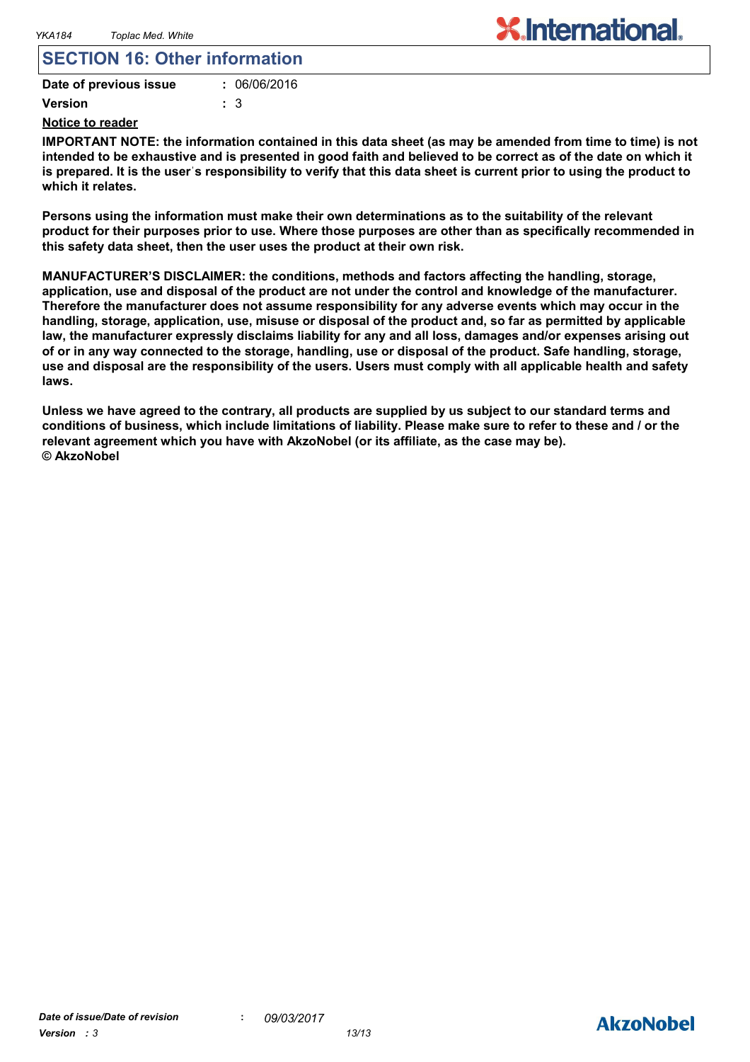## SECTION 16: Other information

**Date of previous issue** : 06/06/2016

**Version** : 3

**Notice to reader**

**IMPORTANT NOTE: the information contained in this data sheet (as may be amended from time to time) is not intended to be exhaustive and is presented in good faith and believed to be correct as of the date on which it is prepared. It is the user's responsibility to verify that this data sheet is current prior to using the product to which it relates.**

**Persons using the information must make their own determinations as to the suitability of the relevant product for their purposes prior to use. Where those purposes are other than as specifically recommended in this safety data sheet, then the user uses the product at their own risk.**

**MANUFACTURER'S DISCLAIMER: the conditions, methods and factors affecting the handling, storage, application, use and disposal of the product are not under the control and knowledge of the manufacturer. Therefore the manufacturer does not assume responsibility for any adverse events which may occur in the handling, storage, application, use, misuse or disposal of the product and, so far as permitted by applicable law, the manufacturer expressly disclaims liability for any and all loss, damages and/or expenses arising out of or in any way connected to the storage, handling, use or disposal of the product. Safe handling, storage, use and disposal are the responsibility of the users. Users must comply with all applicable health and safety laws.**

**Unless we have agreed to the contrary, all products are supplied by us subject to our standard terms and conditions of business, which include limitations of liability. Please make sure to refer to these and / or the relevant agreement which you have with AkzoNobel (or its affiliate, as the case may be).**
**© AkzoNobel**